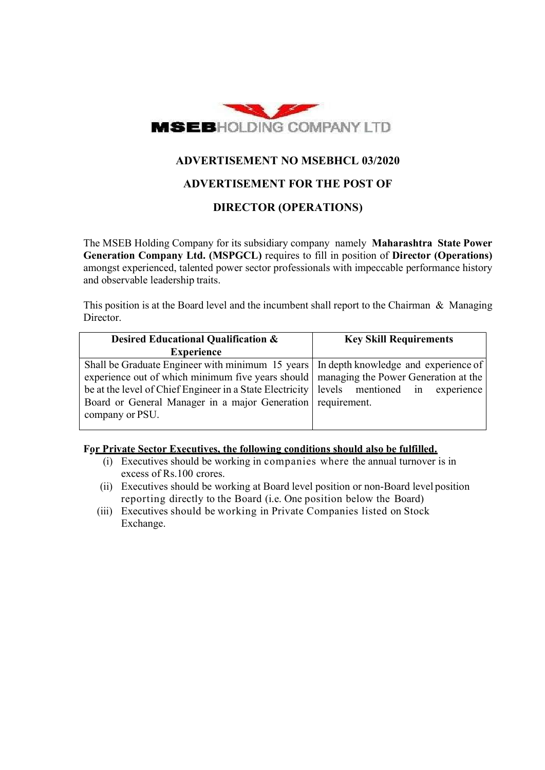MSEB HOLDING COMPANY LTD

## ADVERTISEMENT NO MSEBHCL 03/2020

## ADVERTISEMENT FOR THE POST OF

## DIRECTOR (OPERATIONS)

The MSEB Holding Company for its subsidiary company namely **Maharashtra State Power Generation Company Ltd. (MSPGCL)** requires to fill in position of **Director (Operations)** amongst experienced, talented power sector professionals with impeccable performance history and observable leadership traits.

This position is at the Board level and the incumbent shall report to the Chairman & Managing Director.

| Desired Educational Qualification & Experience | Key Skill Requirements |
|---|---|
| Shall be Graduate Engineer with minimum 15 years experience out of which minimum five years should be at the level of Chief Engineer in a State Electricity Board or General Manager in a major Generation company or PSU. | In depth knowledge and experience of managing the Power Generation at the levels mentioned in experience requirement. |

**For Private Sector Executives, the following conditions should also be fulfilled.**

(i) Executives should be working in companies where the annual turnover is in excess of Rs.100 crores.

(ii) Executives should be working at Board level position or non-Board level position reporting directly to the Board (i.e. One position below the Board)

(iii) Executives should be working in Private Companies listed on Stock Exchange.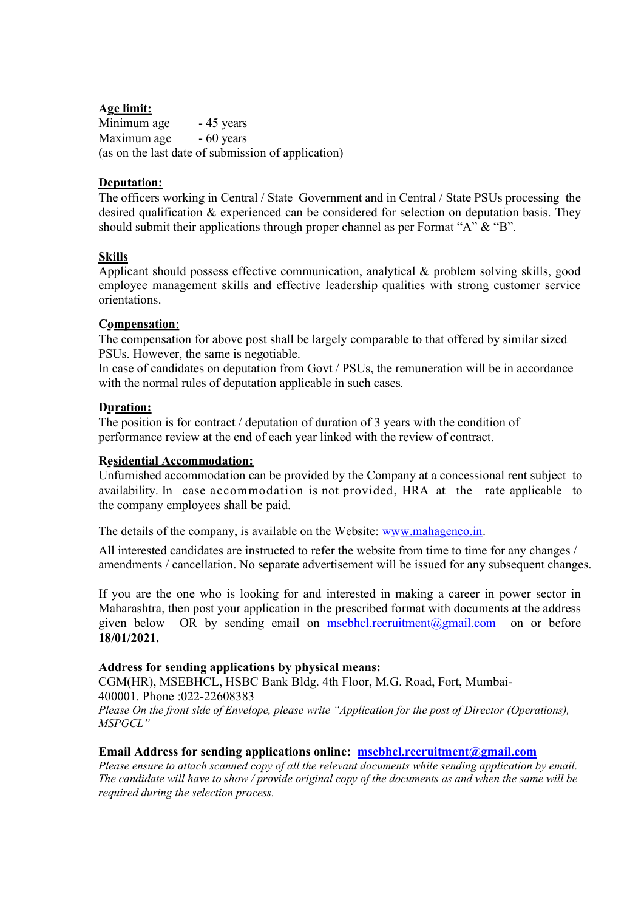**Age limit:**
Minimum age - 45 years
Maximum age - 60 years
(as on the last date of submission of application)

**Deputation:**
The officers working in Central / State Government and in Central / State PSUs processing the desired qualification & experienced can be considered for selection on deputation basis. They should submit their applications through proper channel as per Format "A" & "B".

**Skills**
Applicant should possess effective communication, analytical & problem solving skills, good employee management skills and effective leadership qualities with strong customer service orientations.

**Compensation**:
The compensation for above post shall be largely comparable to that offered by similar sized PSUs. However, the same is negotiable.
In case of candidates on deputation from Govt / PSUs, the remuneration will be in accordance with the normal rules of deputation applicable in such cases.

**Duration:**
The position is for contract / deputation of duration of 3 years with the condition of performance review at the end of each year linked with the review of contract.

**Residential Accommodation:**
Unfurnished accommodation can be provided by the Company at a concessional rent subject to availability. In case accommodation is not provided, HRA at the rate applicable to the company employees shall be paid.

The details of the company, is available on the Website: www.mahagenco.in.

All interested candidates are instructed to refer the website from time to time for any changes / amendments / cancellation. No separate advertisement will be issued for any subsequent changes.

If you are the one who is looking for and interested in making a career in power sector in Maharashtra, then post your application in the prescribed format with documents at the address given below OR by sending email on msebhcl.recruitment@gmail.com on or before **18/01/2021.**

**Address for sending applications by physical means:**
CGM(HR), MSEBHCL, HSBC Bank Bldg. 4th Floor, M.G. Road, Fort, Mumbai-400001. Phone :022-22608383
*Please On the front side of Envelope, please write "Application for the post of Director (Operations), MSPGCL"*

**Email Address for sending applications online: msebhcl.recruitment@gmail.com**
*Please ensure to attach scanned copy of all the relevant documents while sending application by email. The candidate will have to show / provide original copy of the documents as and when the same will be required during the selection process.*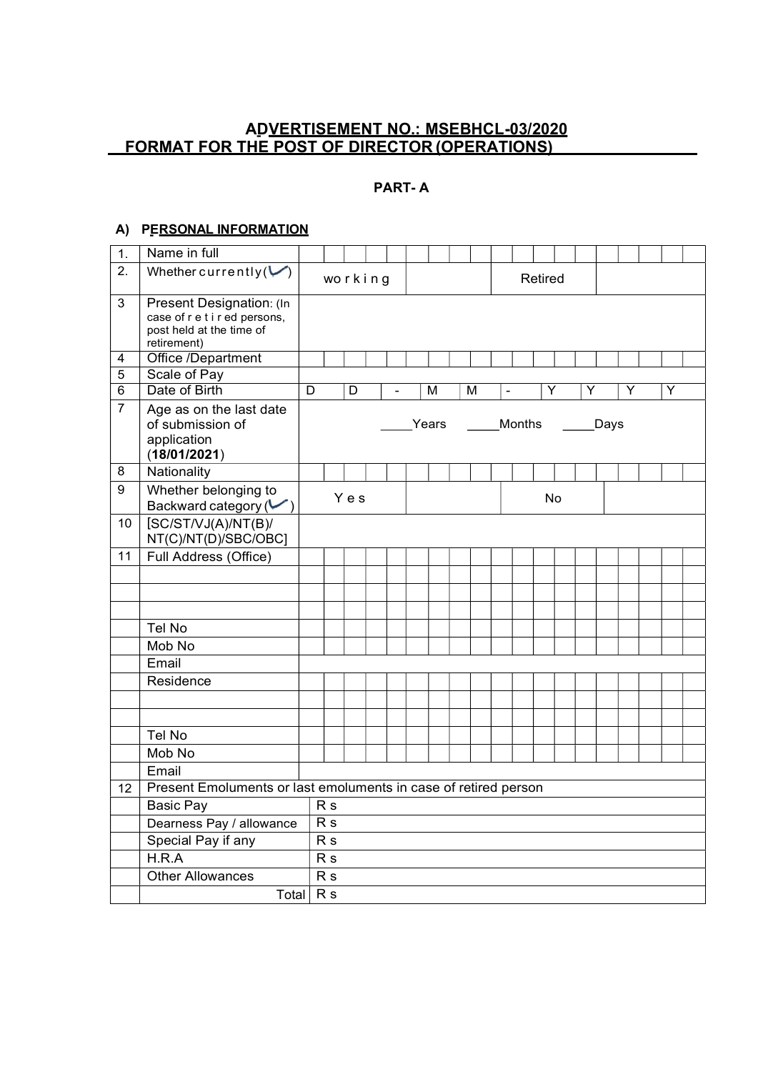## ADVERTISEMENT NO.: MSEBHCL-03/2020
## FORMAT FOR THE POST OF DIRECTOR (OPERATIONS)

### PART- A

#### A) PERSONAL INFORMATION

| | | | | | |
|---|---|---|---|---|---|
| 1. | Name in full | | | | |
| 2. | Whether currently (✓) | working | | Retired | |
| 3 | Present Designation: (In case of retired persons, post held at the time of retirement) | | | | |
| 4 | Office /Department | | | | |
| 5 | Scale of Pay | | | | |
| 6 | Date of Birth | D D - M M - Y Y Y Y | | | |
| 7 | Age as on the last date of submission of application (**18/01/2021**) | ____Years ____Months ____Days | | | |
| 8 | Nationality | | | | |
| 9 | Whether belonging to Backward category (✓) | Yes | | No | |
| 10 | [SC/ST/VJ(A)/NT(B)/ NT(C)/NT(D)/SBC/OBC] | | | | |
| 11 | Full Address (Office) | | | | |
| | | | | | |
| | | | | | |
| | | | | | |
| | Tel No | | | | |
| | Mob No | | | | |
| | Email | | | | |
| | Residence | | | | |
| | | | | | |
| | | | | | |
| | Tel No | | | | |
| | Mob No | | | | |
| | Email | | | | |
| 12 | Present Emoluments or last emoluments in case of retired person | | | | |
| | Basic Pay | Rs | | | |
| | Dearness Pay / allowance | Rs | | | |
| | Special Pay if any | Rs | | | |
| | H.R.A | Rs | | | |
| | Other Allowances | Rs | | | |
| | Total | Rs | | | |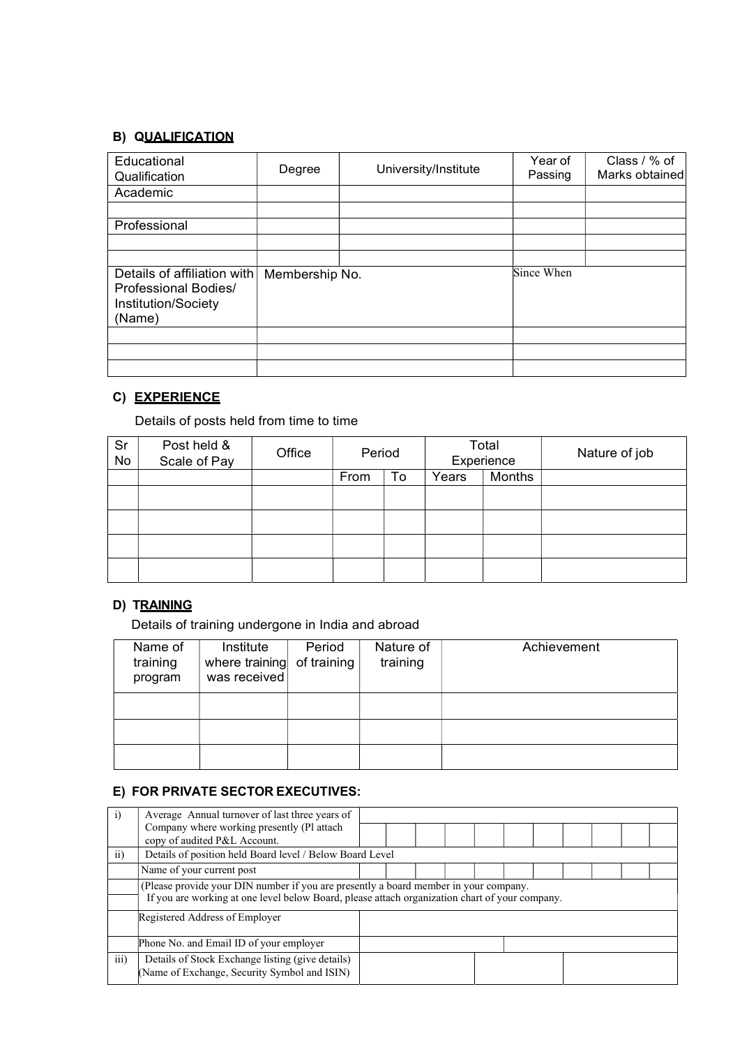## B) QUALIFICATION

| Educational Qualification | Degree | University/Institute | Year of Passing | Class / % of Marks obtained |
|---|---|---|---|---|
| Academic | | | | |
| | | | | |
| Professional | | | | |
| | | | | |
| | | | | |

| Details of affiliation with Professional Bodies/ Institution/Society (Name) | Membership No. | Since When |
|---|---|---|
| | | |
| | | |
| | | |

## C) EXPERIENCE

Details of posts held from time to time

| Sr No | Post held & Scale of Pay | Office | Period | | Total Experience | | Nature of job |
|---|---|---|---|---|---|---|---|
| | | | From | To | Years | Months | |
| | | | | | | | |
| | | | | | | | |
| | | | | | | | |
| | | | | | | | |

## D) TRAINING

Details of training undergone in India and abroad

| Name of training program | Institute where training was received | Period of training | Nature of training | Achievement |
|---|---|---|---|---|
| | | | | |
| | | | | |
| | | | | |

## E) FOR PRIVATE SECTOR EXECUTIVES:

| | | |
|---|---|---|
| i) | Average Annual turnover of last three years of Company where working presently (Pl attach copy of audited P&L Account. | |
| ii) | Details of position held Board level / Below Board Level | |
| | Name of your current post | |
| | (Please provide your DIN number if you are presently a board member in your company. If you are working at one level below Board, please attach organization chart of your company. | |
| | Registered Address of Employer | |
| | Phone No. and Email ID of your employer | |
| iii) | Details of Stock Exchange listing (give details) (Name of Exchange, Security Symbol and ISIN) | |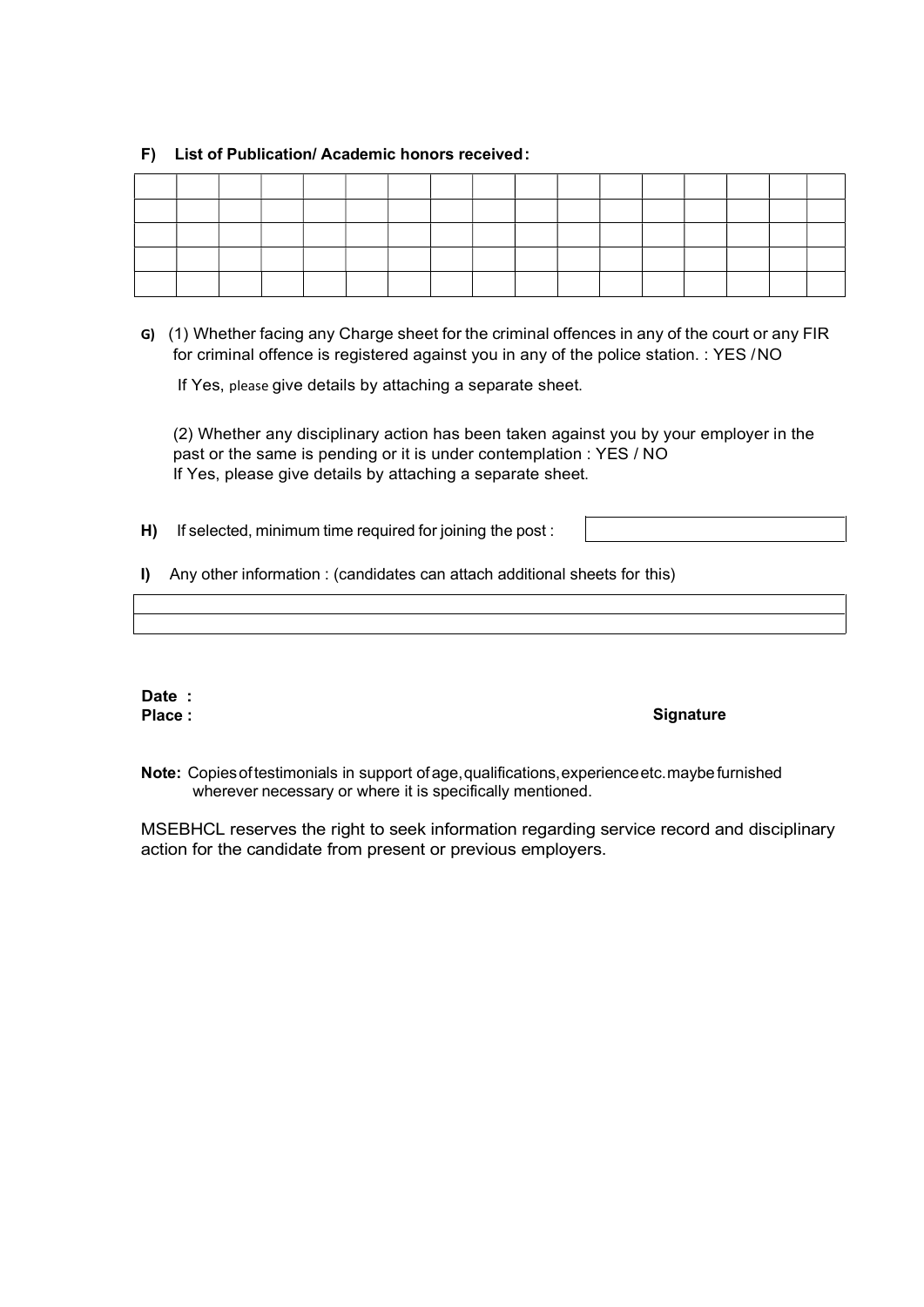**F) List of Publication/ Academic honors received:**

| | | | | | | | | | | | | | | | | |
|---|---|---|---|---|---|---|---|---|---|---|---|---|---|---|---|---|
| | | | | | | | | | | | | | | | | |
| | | | | | | | | | | | | | | | | |
| | | | | | | | | | | | | | | | | |
| | | | | | | | | | | | | | | | | |

**G)** (1) Whether facing any Charge sheet for the criminal offences in any of the court or any FIR for criminal offence is registered against you in any of the police station. : YES / NO

If Yes, please give details by attaching a separate sheet.

(2) Whether any disciplinary action has been taken against you by your employer in the past or the same is pending or it is under contemplation : YES / NO
If Yes, please give details by attaching a separate sheet.

**H)** If selected, minimum time required for joining the post :

| |
|---|

**I)** Any other information : (candidates can attach additional sheets for this)

| |
|---|
| |

**Date :**
**Place :**

**Signature**

**Note:** Copies of testimonials in support of age, qualifications, experience etc. may be furnished wherever necessary or where it is specifically mentioned.

MSEBHCL reserves the right to seek information regarding service record and disciplinary action for the candidate from present or previous employers.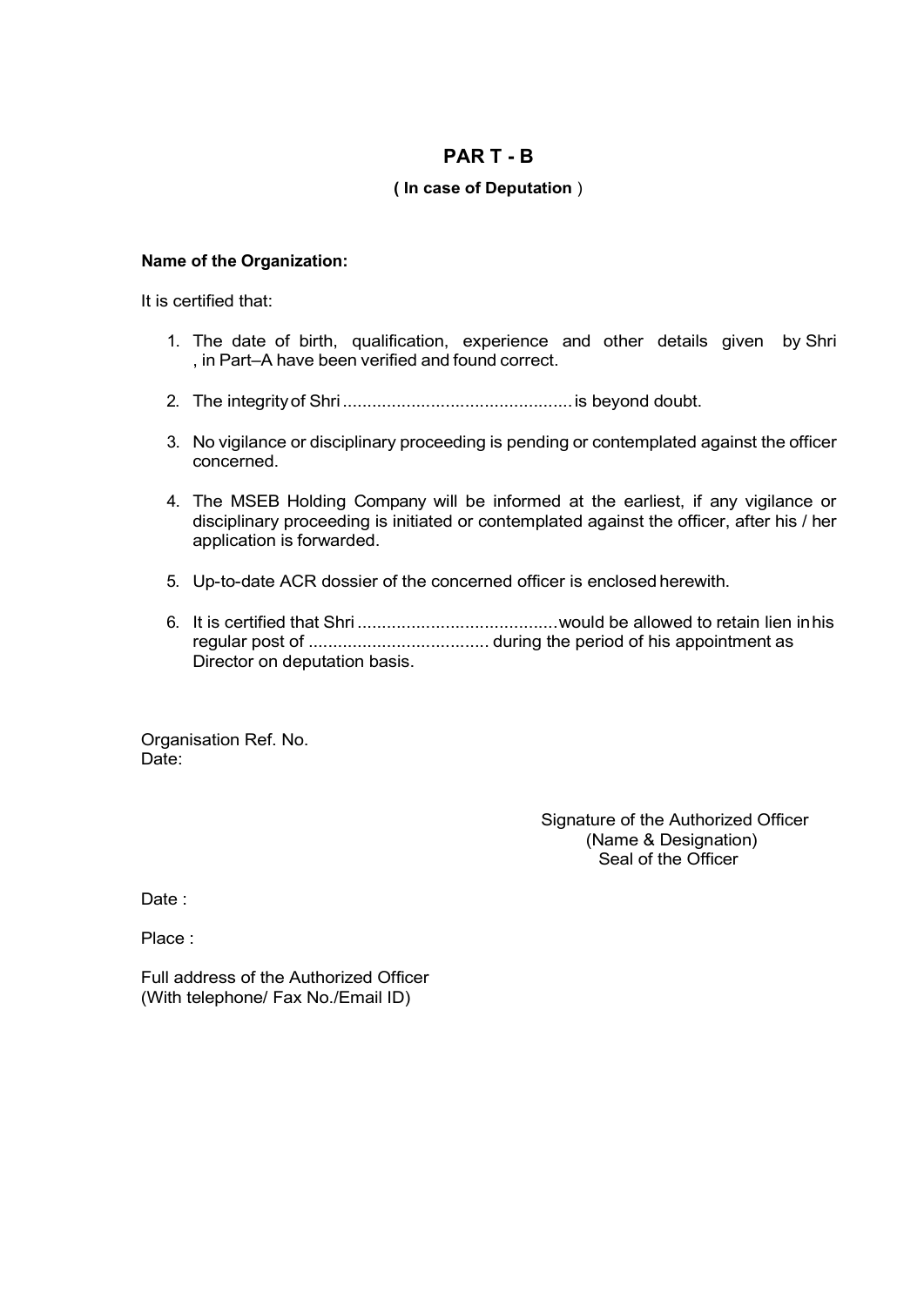# PAR T - B

**( In case of Deputation** )

**Name of the Organization:**

It is certified that:

1. The date of birth, qualification, experience and other details given by Shri , in Part–A have been verified and found correct.

2. The integrity of Shri ............................................... is beyond doubt.

3. No vigilance or disciplinary proceeding is pending or contemplated against the officer concerned.

4. The MSEB Holding Company will be informed at the earliest, if any vigilance or disciplinary proceeding is initiated or contemplated against the officer, after his / her application is forwarded.

5. Up-to-date ACR dossier of the concerned officer is enclosed herewith.

6. It is certified that Shri ......................................... would be allowed to retain lien in his regular post of ..................................... during the period of his appointment as Director on deputation basis.

Organisation Ref. No.
Date:

Signature of the Authorized Officer
(Name & Designation)
Seal of the Officer

Date :

Place :

Full address of the Authorized Officer
(With telephone/ Fax No./Email ID)